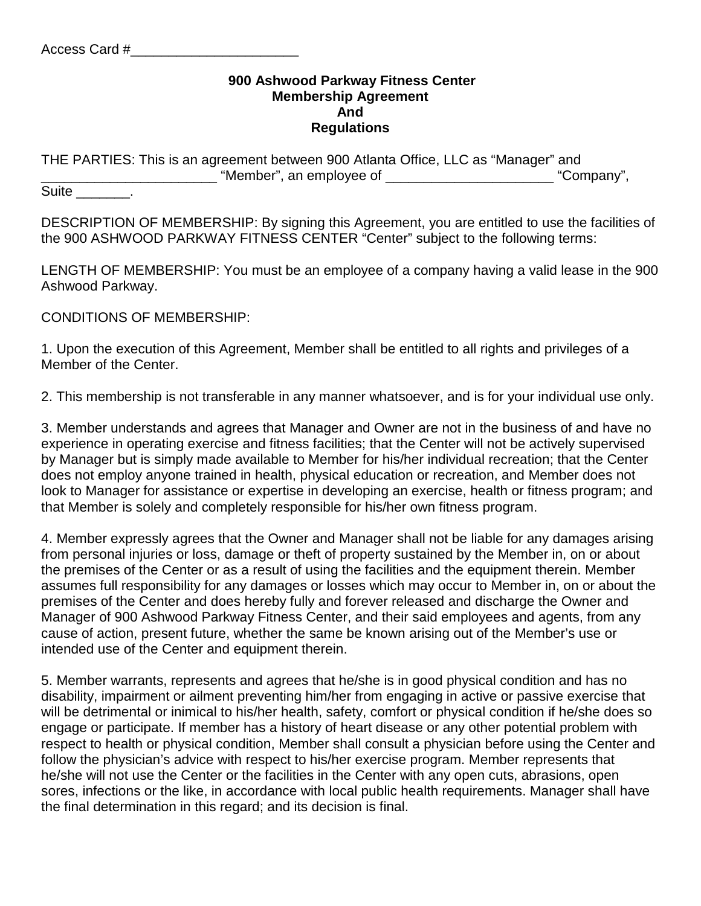Access Card #______________________

**900 Ashwood Parkway Fitness Center**
**Membership Agreement**
**And**
**Regulations**

THE PARTIES: This is an agreement between 900 Atlanta Office, LLC as "Manager" and _______________________ "Member", an employee of ______________________ "Company", Suite _______.

DESCRIPTION OF MEMBERSHIP: By signing this Agreement, you are entitled to use the facilities of the 900 ASHWOOD PARKWAY FITNESS CENTER "Center" subject to the following terms:

LENGTH OF MEMBERSHIP: You must be an employee of a company having a valid lease in the 900 Ashwood Parkway.

CONDITIONS OF MEMBERSHIP:

1. Upon the execution of this Agreement, Member shall be entitled to all rights and privileges of a Member of the Center.

2. This membership is not transferable in any manner whatsoever, and is for your individual use only.

3. Member understands and agrees that Manager and Owner are not in the business of and have no experience in operating exercise and fitness facilities; that the Center will not be actively supervised by Manager but is simply made available to Member for his/her individual recreation; that the Center does not employ anyone trained in health, physical education or recreation, and Member does not look to Manager for assistance or expertise in developing an exercise, health or fitness program; and that Member is solely and completely responsible for his/her own fitness program.

4. Member expressly agrees that the Owner and Manager shall not be liable for any damages arising from personal injuries or loss, damage or theft of property sustained by the Member in, on or about the premises of the Center or as a result of using the facilities and the equipment therein. Member assumes full responsibility for any damages or losses which may occur to Member in, on or about the premises of the Center and does hereby fully and forever released and discharge the Owner and Manager of 900 Ashwood Parkway Fitness Center, and their said employees and agents, from any cause of action, present future, whether the same be known arising out of the Member's use or intended use of the Center and equipment therein.

5. Member warrants, represents and agrees that he/she is in good physical condition and has no disability, impairment or ailment preventing him/her from engaging in active or passive exercise that will be detrimental or inimical to his/her health, safety, comfort or physical condition if he/she does so engage or participate. If member has a history of heart disease or any other potential problem with respect to health or physical condition, Member shall consult a physician before using the Center and follow the physician's advice with respect to his/her exercise program. Member represents that he/she will not use the Center or the facilities in the Center with any open cuts, abrasions, open sores, infections or the like, in accordance with local public health requirements. Manager shall have the final determination in this regard; and its decision is final.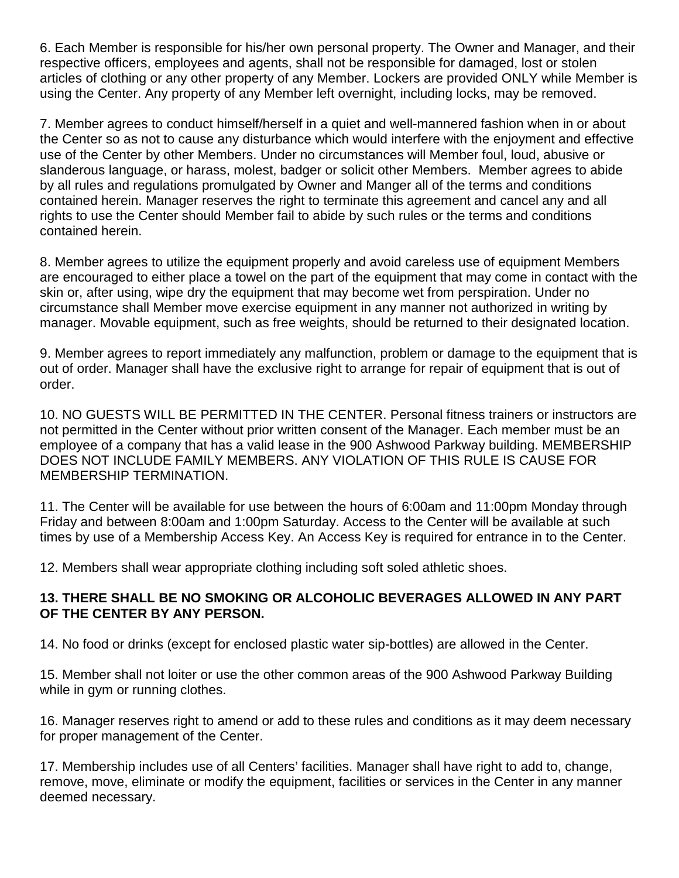6. Each Member is responsible for his/her own personal property. The Owner and Manager, and their respective officers, employees and agents, shall not be responsible for damaged, lost or stolen articles of clothing or any other property of any Member. Lockers are provided ONLY while Member is using the Center. Any property of any Member left overnight, including locks, may be removed.

7. Member agrees to conduct himself/herself in a quiet and well-mannered fashion when in or about the Center so as not to cause any disturbance which would interfere with the enjoyment and effective use of the Center by other Members. Under no circumstances will Member foul, loud, abusive or slanderous language, or harass, molest, badger or solicit other Members. Member agrees to abide by all rules and regulations promulgated by Owner and Manger all of the terms and conditions contained herein. Manager reserves the right to terminate this agreement and cancel any and all rights to use the Center should Member fail to abide by such rules or the terms and conditions contained herein.

8. Member agrees to utilize the equipment properly and avoid careless use of equipment Members are encouraged to either place a towel on the part of the equipment that may come in contact with the skin or, after using, wipe dry the equipment that may become wet from perspiration. Under no circumstance shall Member move exercise equipment in any manner not authorized in writing by manager. Movable equipment, such as free weights, should be returned to their designated location.

9. Member agrees to report immediately any malfunction, problem or damage to the equipment that is out of order. Manager shall have the exclusive right to arrange for repair of equipment that is out of order.

10. NO GUESTS WILL BE PERMITTED IN THE CENTER. Personal fitness trainers or instructors are not permitted in the Center without prior written consent of the Manager. Each member must be an employee of a company that has a valid lease in the 900 Ashwood Parkway building. MEMBERSHIP DOES NOT INCLUDE FAMILY MEMBERS. ANY VIOLATION OF THIS RULE IS CAUSE FOR MEMBERSHIP TERMINATION.

11. The Center will be available for use between the hours of 6:00am and 11:00pm Monday through Friday and between 8:00am and 1:00pm Saturday. Access to the Center will be available at such times by use of a Membership Access Key. An Access Key is required for entrance in to the Center.

12. Members shall wear appropriate clothing including soft soled athletic shoes.

**13. THERE SHALL BE NO SMOKING OR ALCOHOLIC BEVERAGES ALLOWED IN ANY PART OF THE CENTER BY ANY PERSON.**

14. No food or drinks (except for enclosed plastic water sip-bottles) are allowed in the Center.

15. Member shall not loiter or use the other common areas of the 900 Ashwood Parkway Building while in gym or running clothes.

16. Manager reserves right to amend or add to these rules and conditions as it may deem necessary for proper management of the Center.

17. Membership includes use of all Centers' facilities. Manager shall have right to add to, change, remove, move, eliminate or modify the equipment, facilities or services in the Center in any manner deemed necessary.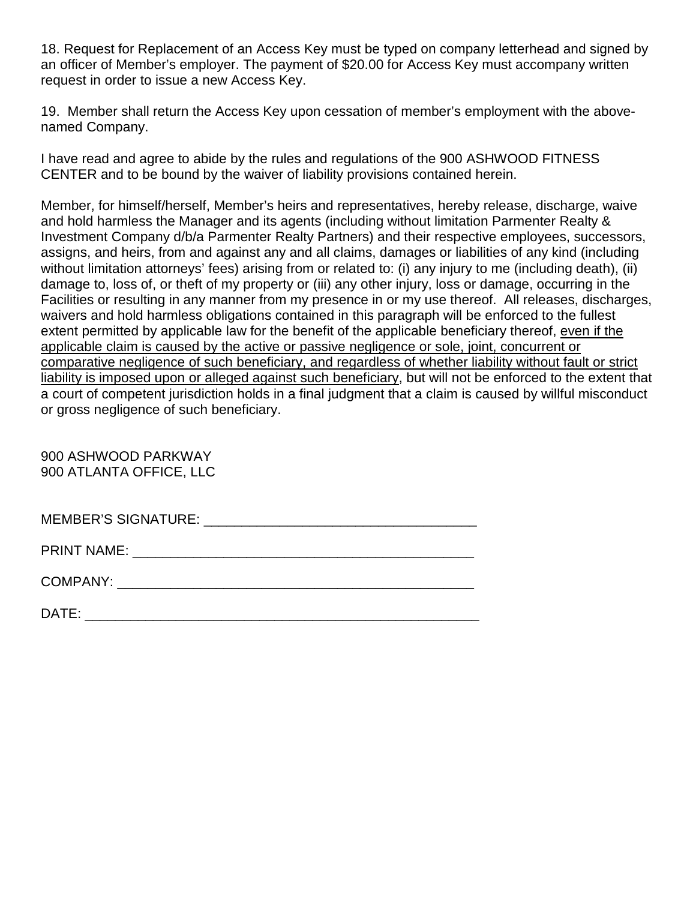18. Request for Replacement of an Access Key must be typed on company letterhead and signed by an officer of Member's employer. The payment of $20.00 for Access Key must accompany written request in order to issue a new Access Key.

19. Member shall return the Access Key upon cessation of member's employment with the above-named Company.

I have read and agree to abide by the rules and regulations of the 900 ASHWOOD FITNESS CENTER and to be bound by the waiver of liability provisions contained herein.

Member, for himself/herself, Member's heirs and representatives, hereby release, discharge, waive and hold harmless the Manager and its agents (including without limitation Parmenter Realty & Investment Company d/b/a Parmenter Realty Partners) and their respective employees, successors, assigns, and heirs, from and against any and all claims, damages or liabilities of any kind (including without limitation attorneys' fees) arising from or related to: (i) any injury to me (including death), (ii) damage to, loss of, or theft of my property or (iii) any other injury, loss or damage, occurring in the Facilities or resulting in any manner from my presence in or my use thereof. All releases, discharges, waivers and hold harmless obligations contained in this paragraph will be enforced to the fullest extent permitted by applicable law for the benefit of the applicable beneficiary thereof, <u>even if the applicable claim is caused by the active or passive negligence or sole, joint, concurrent or comparative negligence of such beneficiary, and regardless of whether liability without fault or strict liability is imposed upon or alleged against such beneficiary</u>, but will not be enforced to the extent that a court of competent jurisdiction holds in a final judgment that a claim is caused by willful misconduct or gross negligence of such beneficiary.

900 ASHWOOD PARKWAY
900 ATLANTA OFFICE, LLC

MEMBER'S SIGNATURE: ___________________________________

PRINT NAME: ____________________________________________

COMPANY: ______________________________________________

DATE: _________________________________________________